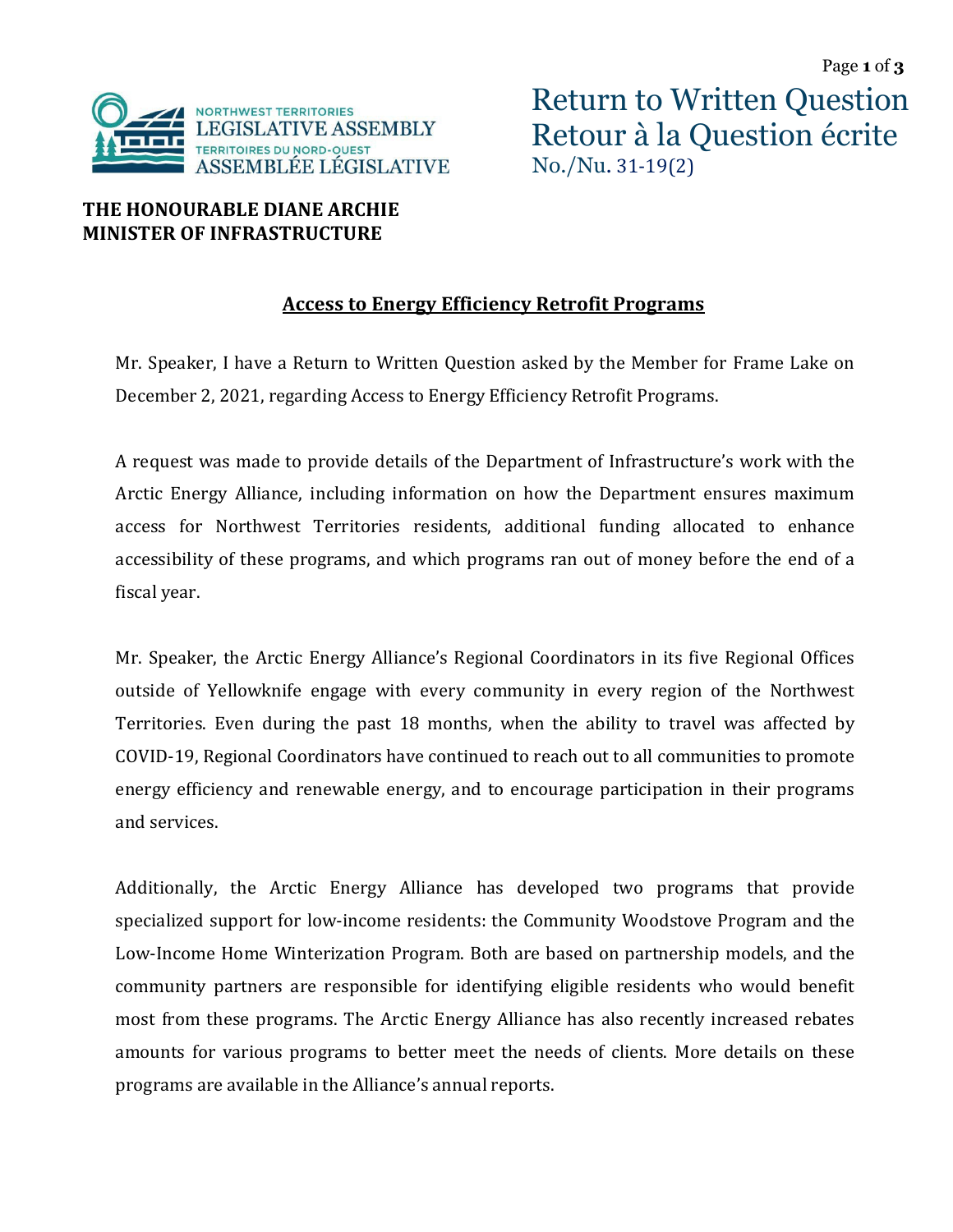# Return to Written Question
# Retour à la Question écrite
No./Nu. 31-19(2)

**THE HONOURABLE DIANE ARCHIE**
**MINISTER OF INFRASTRUCTURE**

## Access to Energy Efficiency Retrofit Programs

Mr. Speaker, I have a Return to Written Question asked by the Member for Frame Lake on December 2, 2021, regarding Access to Energy Efficiency Retrofit Programs.

A request was made to provide details of the Department of Infrastructure's work with the Arctic Energy Alliance, including information on how the Department ensures maximum access for Northwest Territories residents, additional funding allocated to enhance accessibility of these programs, and which programs ran out of money before the end of a fiscal year.

Mr. Speaker, the Arctic Energy Alliance's Regional Coordinators in its five Regional Offices outside of Yellowknife engage with every community in every region of the Northwest Territories. Even during the past 18 months, when the ability to travel was affected by COVID-19, Regional Coordinators have continued to reach out to all communities to promote energy efficiency and renewable energy, and to encourage participation in their programs and services.

Additionally, the Arctic Energy Alliance has developed two programs that provide specialized support for low-income residents: the Community Woodstove Program and the Low-Income Home Winterization Program. Both are based on partnership models, and the community partners are responsible for identifying eligible residents who would benefit most from these programs. The Arctic Energy Alliance has also recently increased rebates amounts for various programs to better meet the needs of clients. More details on these programs are available in the Alliance's annual reports.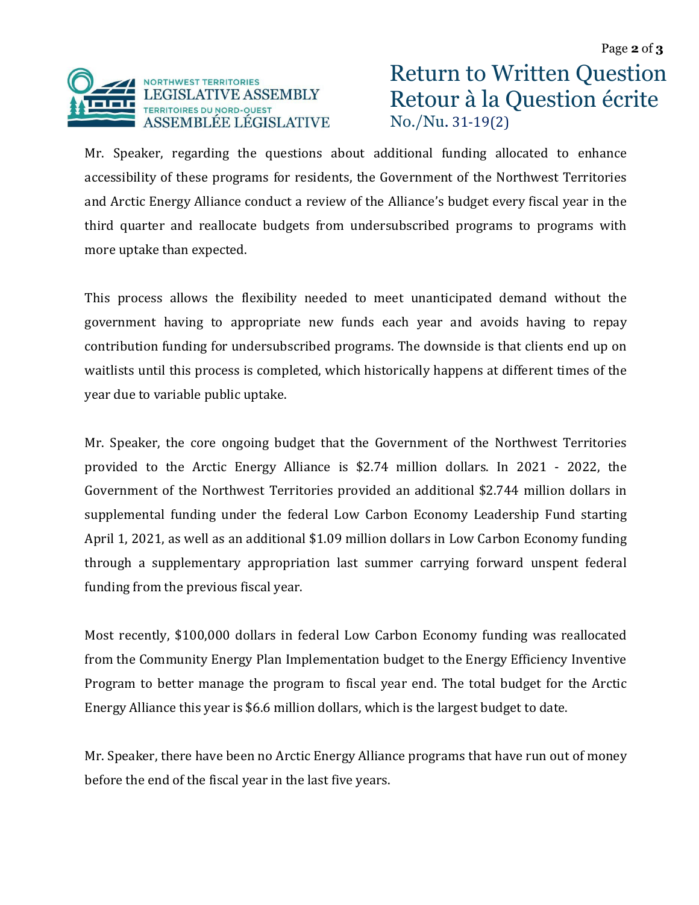Mr. Speaker, regarding the questions about additional funding allocated to enhance accessibility of these programs for residents, the Government of the Northwest Territories and Arctic Energy Alliance conduct a review of the Alliance's budget every fiscal year in the third quarter and reallocate budgets from undersubscribed programs to programs with more uptake than expected.

This process allows the flexibility needed to meet unanticipated demand without the government having to appropriate new funds each year and avoids having to repay contribution funding for undersubscribed programs. The downside is that clients end up on waitlists until this process is completed, which historically happens at different times of the year due to variable public uptake.

Mr. Speaker, the core ongoing budget that the Government of the Northwest Territories provided to the Arctic Energy Alliance is $2.74 million dollars. In 2021 - 2022, the Government of the Northwest Territories provided an additional $2.744 million dollars in supplemental funding under the federal Low Carbon Economy Leadership Fund starting April 1, 2021, as well as an additional $1.09 million dollars in Low Carbon Economy funding through a supplementary appropriation last summer carrying forward unspent federal funding from the previous fiscal year.

Most recently, $100,000 dollars in federal Low Carbon Economy funding was reallocated from the Community Energy Plan Implementation budget to the Energy Efficiency Inventive Program to better manage the program to fiscal year end. The total budget for the Arctic Energy Alliance this year is $6.6 million dollars, which is the largest budget to date.

Mr. Speaker, there have been no Arctic Energy Alliance programs that have run out of money before the end of the fiscal year in the last five years.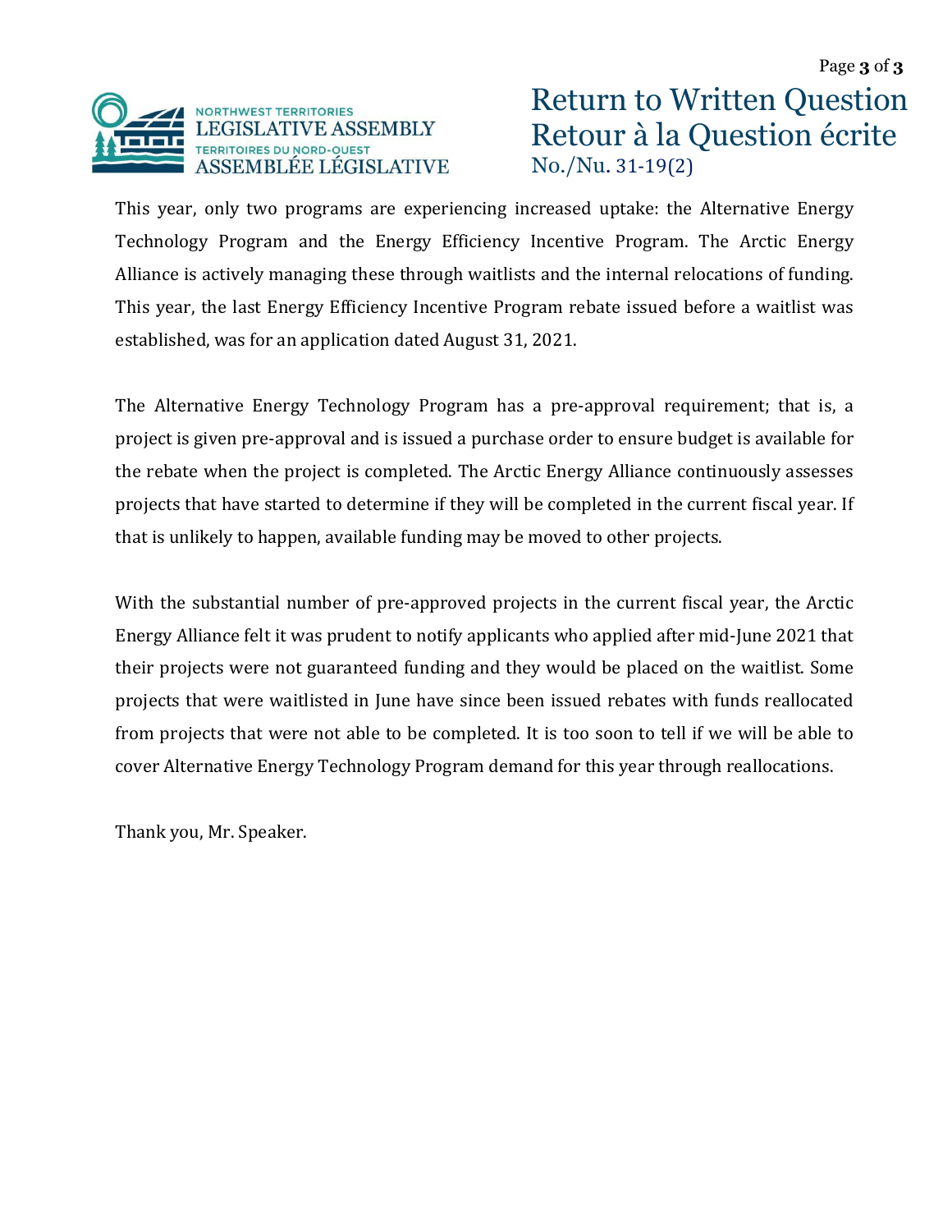This year, only two programs are experiencing increased uptake: the Alternative Energy Technology Program and the Energy Efficiency Incentive Program. The Arctic Energy Alliance is actively managing these through waitlists and the internal relocations of funding. This year, the last Energy Efficiency Incentive Program rebate issued before a waitlist was established, was for an application dated August 31, 2021.

The Alternative Energy Technology Program has a pre-approval requirement; that is, a project is given pre-approval and is issued a purchase order to ensure budget is available for the rebate when the project is completed. The Arctic Energy Alliance continuously assesses projects that have started to determine if they will be completed in the current fiscal year. If that is unlikely to happen, available funding may be moved to other projects.

With the substantial number of pre-approved projects in the current fiscal year, the Arctic Energy Alliance felt it was prudent to notify applicants who applied after mid-June 2021 that their projects were not guaranteed funding and they would be placed on the waitlist. Some projects that were waitlisted in June have since been issued rebates with funds reallocated from projects that were not able to be completed. It is too soon to tell if we will be able to cover Alternative Energy Technology Program demand for this year through reallocations.

Thank you, Mr. Speaker.